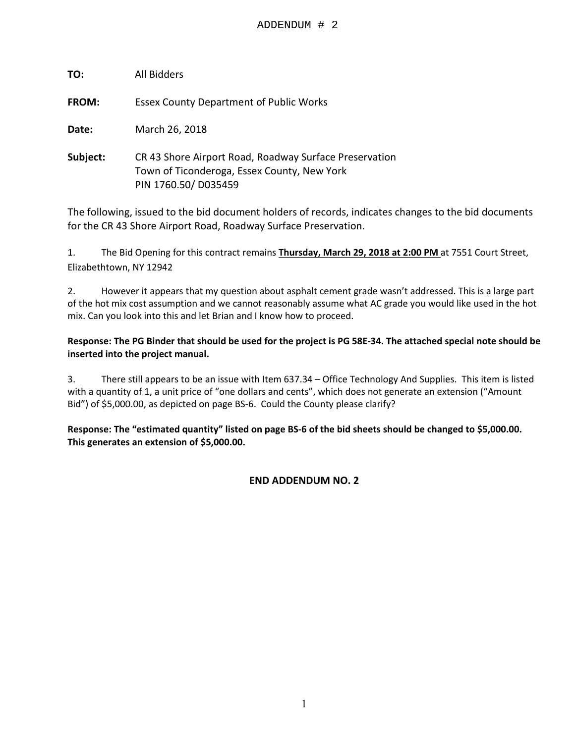# ADDENDUM # 2

**TO:** All Bidders

**FROM:** Essex County Department of Public Works

**Date:** March 26, 2018

**Subject:** CR 43 Shore Airport Road, Roadway Surface Preservation
Town of Ticonderoga, Essex County, New York
PIN 1760.50/ D035459

The following, issued to the bid document holders of records, indicates changes to the bid documents for the CR 43 Shore Airport Road, Roadway Surface Preservation.

1. The Bid Opening for this contract remains **Thursday, March 29, 2018 at 2:00 PM** at 7551 Court Street, Elizabethtown, NY 12942

2. However it appears that my question about asphalt cement grade wasn't addressed. This is a large part of the hot mix cost assumption and we cannot reasonably assume what AC grade you would like used in the hot mix. Can you look into this and let Brian and I know how to proceed.

**Response: The PG Binder that should be used for the project is PG 58E-34. The attached special note should be inserted into the project manual.**

3. There still appears to be an issue with Item 637.34 – Office Technology And Supplies. This item is listed with a quantity of 1, a unit price of "one dollars and cents", which does not generate an extension ("Amount Bid") of $5,000.00, as depicted on page BS-6. Could the County please clarify?

**Response: The "estimated quantity" listed on page BS-6 of the bid sheets should be changed to $5,000.00. This generates an extension of $5,000.00.**

**END ADDENDUM NO. 2**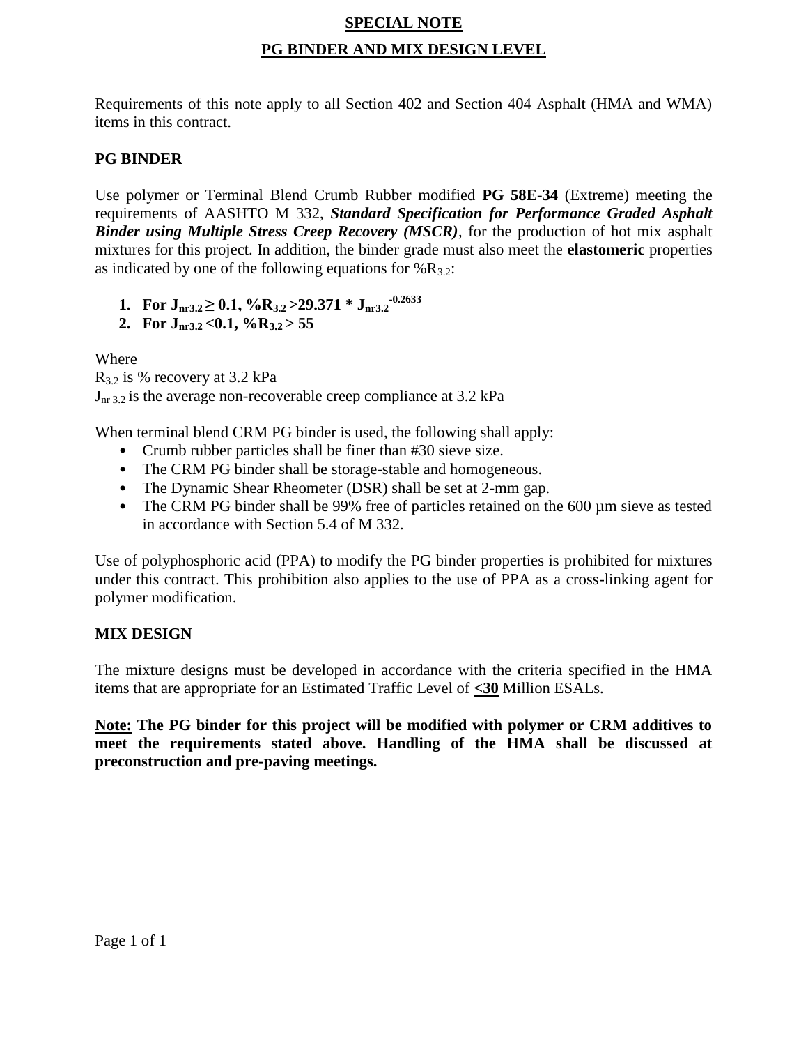# SPECIAL NOTE

## PG BINDER AND MIX DESIGN LEVEL

Requirements of this note apply to all Section 402 and Section 404 Asphalt (HMA and WMA) items in this contract.

### PG BINDER

Use polymer or Terminal Blend Crumb Rubber modified **PG 58E-34** (Extreme) meeting the requirements of AASHTO M 332, ***Standard Specification for Performance Graded Asphalt Binder using Multiple Stress Creep Recovery (MSCR)***, for the production of hot mix asphalt mixtures for this project. In addition, the binder grade must also meet the **elastomeric** properties as indicated by one of the following equations for $\%R_{3.2}$:

1. **For $J_{nr3.2} \geq 0.1$, $\%R_{3.2} > 29.371 * J_{nr3.2}^{-0.2633}$**
2. **For $J_{nr3.2} < 0.1$, $\%R_{3.2} > 55$**

Where

$R_{3.2}$ is % recovery at 3.2 kPa

$J_{nr\ 3.2}$ is the average non-recoverable creep compliance at 3.2 kPa

When terminal blend CRM PG binder is used, the following shall apply:

- Crumb rubber particles shall be finer than #30 sieve size.
- The CRM PG binder shall be storage-stable and homogeneous.
- The Dynamic Shear Rheometer (DSR) shall be set at 2-mm gap.
- The CRM PG binder shall be 99% free of particles retained on the 600 µm sieve as tested in accordance with Section 5.4 of M 332.

Use of polyphosphoric acid (PPA) to modify the PG binder properties is prohibited for mixtures under this contract. This prohibition also applies to the use of PPA as a cross-linking agent for polymer modification.

### MIX DESIGN

The mixture designs must be developed in accordance with the criteria specified in the HMA items that are appropriate for an Estimated Traffic Level of **<30** Million ESALs.

**Note: The PG binder for this project will be modified with polymer or CRM additives to meet the requirements stated above. Handling of the HMA shall be discussed at preconstruction and pre-paving meetings.**